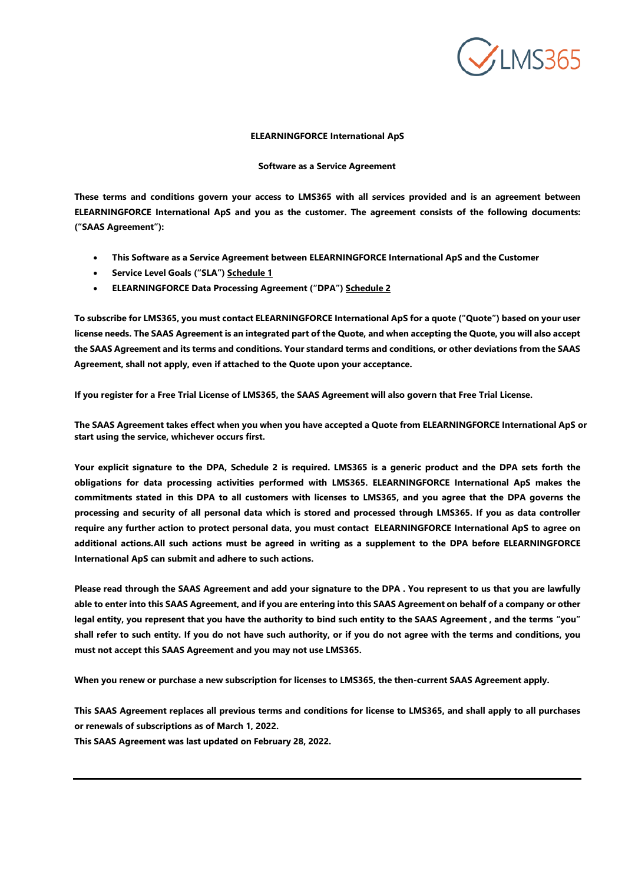**ELEARNINGFORCE International ApS**

**Software as a Service Agreement**

**These terms and conditions govern your access to LMS365 with all services provided and is an agreement between ELEARNINGFORCE International ApS and you as the customer. The agreement consists of the following documents: ("SAAS Agreement"):**

- **This Software as a Service Agreement between ELEARNINGFORCE International ApS and the Customer**
- **Service Level Goals ("SLA") Schedule 1**
- **ELEARNINGFORCE Data Processing Agreement ("DPA") Schedule 2**

**To subscribe for LMS365, you must contact ELEARNINGFORCE International ApS for a quote ("Quote") based on your user license needs. The SAAS Agreement is an integrated part of the Quote, and when accepting the Quote, you will also accept the SAAS Agreement and its terms and conditions. Your standard terms and conditions, or other deviations from the SAAS Agreement, shall not apply, even if attached to the Quote upon your acceptance.**

**If you register for a Free Trial License of LMS365, the SAAS Agreement will also govern that Free Trial License.**

**The SAAS Agreement takes effect when you when you have accepted a Quote from ELEARNINGFORCE International ApS or start using the service, whichever occurs first.**

**Your explicit signature to the DPA, Schedule 2 is required. LMS365 is a generic product and the DPA sets forth the obligations for data processing activities performed with LMS365. ELEARNINGFORCE International ApS makes the commitments stated in this DPA to all customers with licenses to LMS365, and you agree that the DPA governs the processing and security of all personal data which is stored and processed through LMS365. If you as data controller require any further action to protect personal data, you must contact ELEARNINGFORCE International ApS to agree on additional actions.All such actions must be agreed in writing as a supplement to the DPA before ELEARNINGFORCE International ApS can submit and adhere to such actions.**

**Please read through the SAAS Agreement and add your signature to the DPA . You represent to us that you are lawfully able to enter into this SAAS Agreement, and if you are entering into this SAAS Agreement on behalf of a company or other legal entity, you represent that you have the authority to bind such entity to the SAAS Agreement , and the terms "you" shall refer to such entity. If you do not have such authority, or if you do not agree with the terms and conditions, you must not accept this SAAS Agreement and you may not use LMS365.**

**When you renew or purchase a new subscription for licenses to LMS365, the then-current SAAS Agreement apply.**

**This SAAS Agreement replaces all previous terms and conditions for license to LMS365, and shall apply to all purchases or renewals of subscriptions as of March 1, 2022.**
**This SAAS Agreement was last updated on February 28, 2022.**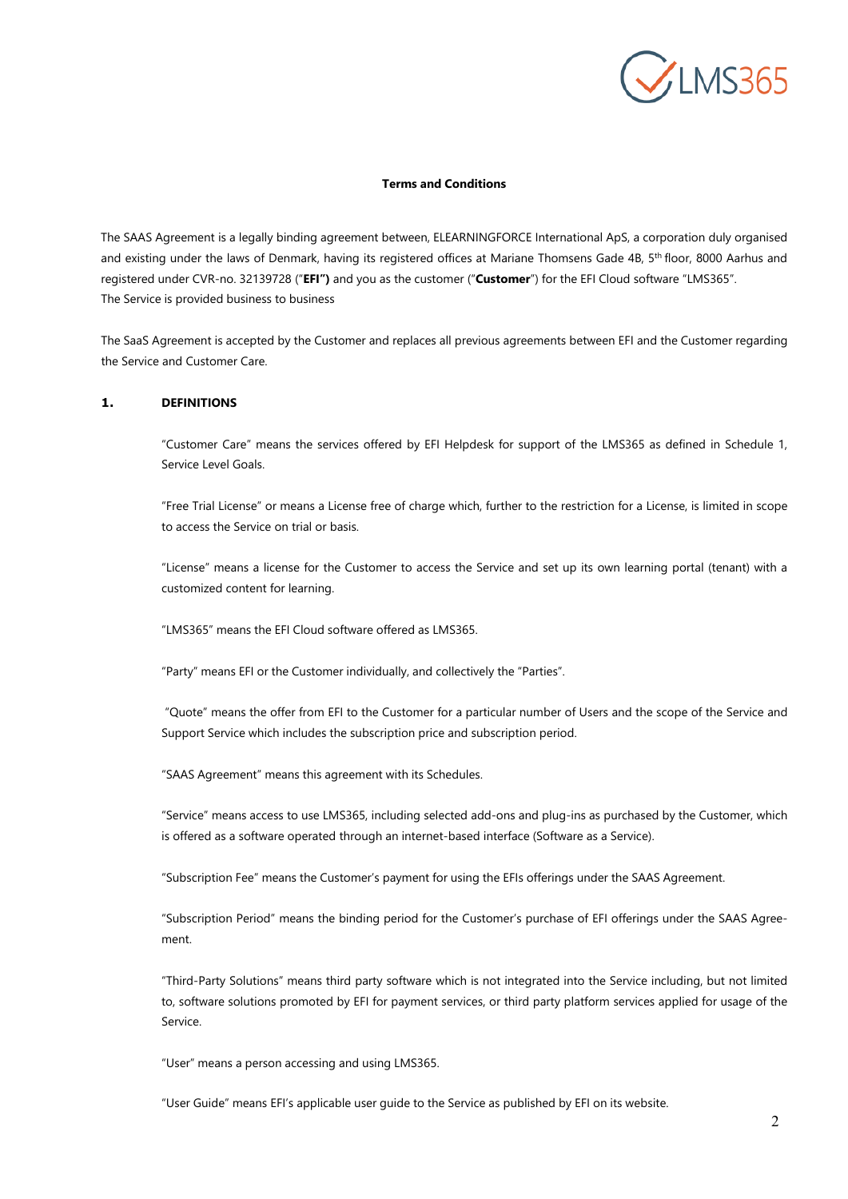**Terms and Conditions**

The SAAS Agreement is a legally binding agreement between, ELEARNINGFORCE International ApS, a corporation duly organised and existing under the laws of Denmark, having its registered offices at Mariane Thomsens Gade 4B, 5th floor, 8000 Aarhus and registered under CVR-no. 32139728 ("**EFI")** and you as the customer ("**Customer**") for the EFI Cloud software "LMS365".
The Service is provided business to business

The SaaS Agreement is accepted by the Customer and replaces all previous agreements between EFI and the Customer regarding the Service and Customer Care.

## 1. DEFINITIONS

"Customer Care" means the services offered by EFI Helpdesk for support of the LMS365 as defined in Schedule 1, Service Level Goals.

"Free Trial License" or means a License free of charge which, further to the restriction for a License, is limited in scope to access the Service on trial or basis.

"License" means a license for the Customer to access the Service and set up its own learning portal (tenant) with a customized content for learning.

"LMS365" means the EFI Cloud software offered as LMS365.

"Party" means EFI or the Customer individually, and collectively the "Parties".

"Quote" means the offer from EFI to the Customer for a particular number of Users and the scope of the Service and Support Service which includes the subscription price and subscription period.

"SAAS Agreement" means this agreement with its Schedules.

"Service" means access to use LMS365, including selected add-ons and plug-ins as purchased by the Customer, which is offered as a software operated through an internet-based interface (Software as a Service).

"Subscription Fee" means the Customer's payment for using the EFIs offerings under the SAAS Agreement.

"Subscription Period" means the binding period for the Customer's purchase of EFI offerings under the SAAS Agreement.

"Third-Party Solutions" means third party software which is not integrated into the Service including, but not limited to, software solutions promoted by EFI for payment services, or third party platform services applied for usage of the Service.

"User" means a person accessing and using LMS365.

"User Guide" means EFI's applicable user guide to the Service as published by EFI on its website.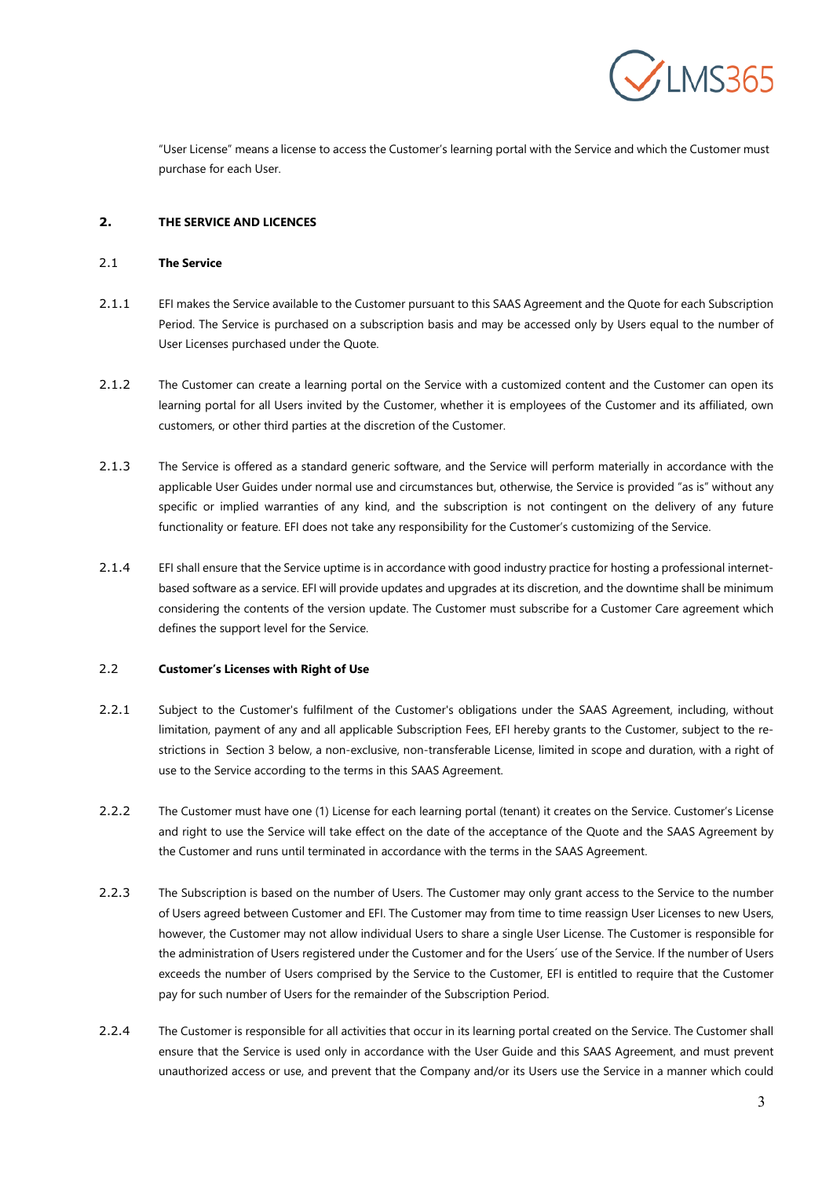"User License" means a license to access the Customer's learning portal with the Service and which the Customer must purchase for each User.

## 2. THE SERVICE AND LICENCES

### 2.1 The Service

2.1.1 EFI makes the Service available to the Customer pursuant to this SAAS Agreement and the Quote for each Subscription Period. The Service is purchased on a subscription basis and may be accessed only by Users equal to the number of User Licenses purchased under the Quote.

2.1.2 The Customer can create a learning portal on the Service with a customized content and the Customer can open its learning portal for all Users invited by the Customer, whether it is employees of the Customer and its affiliated, own customers, or other third parties at the discretion of the Customer.

2.1.3 The Service is offered as a standard generic software, and the Service will perform materially in accordance with the applicable User Guides under normal use and circumstances but, otherwise, the Service is provided "as is" without any specific or implied warranties of any kind, and the subscription is not contingent on the delivery of any future functionality or feature. EFI does not take any responsibility for the Customer's customizing of the Service.

2.1.4 EFI shall ensure that the Service uptime is in accordance with good industry practice for hosting a professional internet-based software as a service. EFI will provide updates and upgrades at its discretion, and the downtime shall be minimum considering the contents of the version update. The Customer must subscribe for a Customer Care agreement which defines the support level for the Service.

### 2.2 Customer's Licenses with Right of Use

2.2.1 Subject to the Customer's fulfilment of the Customer's obligations under the SAAS Agreement, including, without limitation, payment of any and all applicable Subscription Fees, EFI hereby grants to the Customer, subject to the restrictions in Section 3 below, a non-exclusive, non-transferable License, limited in scope and duration, with a right of use to the Service according to the terms in this SAAS Agreement.

2.2.2 The Customer must have one (1) License for each learning portal (tenant) it creates on the Service. Customer's License and right to use the Service will take effect on the date of the acceptance of the Quote and the SAAS Agreement by the Customer and runs until terminated in accordance with the terms in the SAAS Agreement.

2.2.3 The Subscription is based on the number of Users. The Customer may only grant access to the Service to the number of Users agreed between Customer and EFI. The Customer may from time to time reassign User Licenses to new Users, however, the Customer may not allow individual Users to share a single User License. The Customer is responsible for the administration of Users registered under the Customer and for the Users´ use of the Service. If the number of Users exceeds the number of Users comprised by the Service to the Customer, EFI is entitled to require that the Customer pay for such number of Users for the remainder of the Subscription Period.

2.2.4 The Customer is responsible for all activities that occur in its learning portal created on the Service. The Customer shall ensure that the Service is used only in accordance with the User Guide and this SAAS Agreement, and must prevent unauthorized access or use, and prevent that the Company and/or its Users use the Service in a manner which could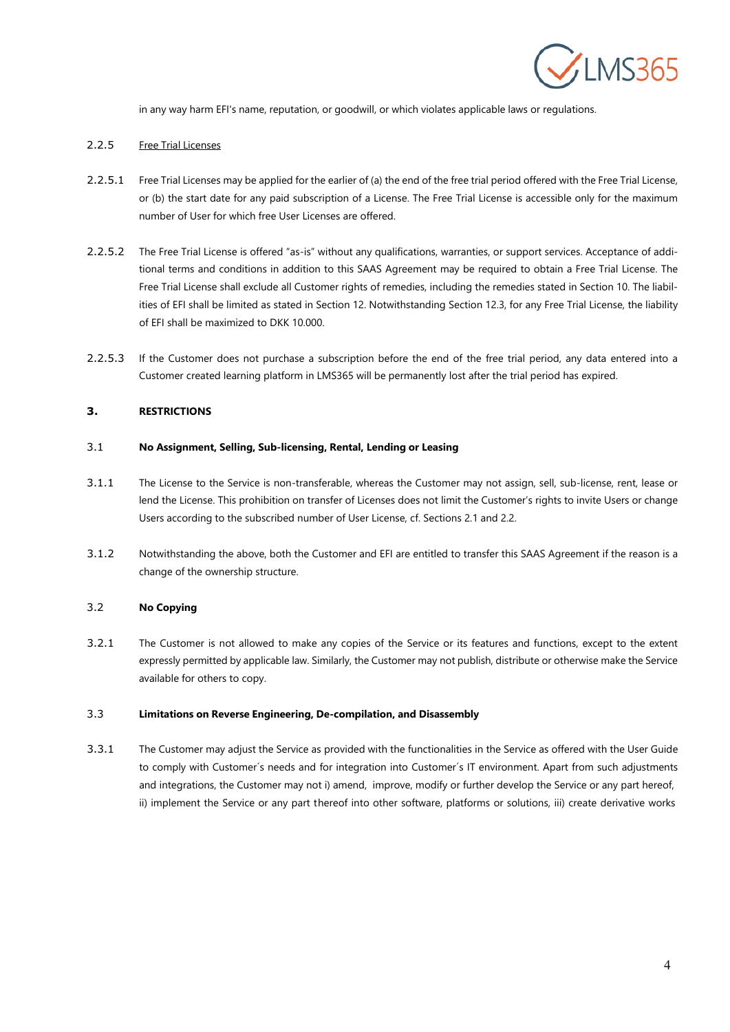in any way harm EFI's name, reputation, or goodwill, or which violates applicable laws or regulations.

2.2.5 Free Trial Licenses

2.2.5.1 Free Trial Licenses may be applied for the earlier of (a) the end of the free trial period offered with the Free Trial License, or (b) the start date for any paid subscription of a License. The Free Trial License is accessible only for the maximum number of User for which free User Licenses are offered.

2.2.5.2 The Free Trial License is offered "as-is" without any qualifications, warranties, or support services. Acceptance of additional terms and conditions in addition to this SAAS Agreement may be required to obtain a Free Trial License. The Free Trial License shall exclude all Customer rights of remedies, including the remedies stated in Section 10. The liabilities of EFI shall be limited as stated in Section 12. Notwithstanding Section 12.3, for any Free Trial License, the liability of EFI shall be maximized to DKK 10.000.

2.2.5.3 If the Customer does not purchase a subscription before the end of the free trial period, any data entered into a Customer created learning platform in LMS365 will be permanently lost after the trial period has expired.

## 3. RESTRICTIONS

### 3.1 No Assignment, Selling, Sub-licensing, Rental, Lending or Leasing

3.1.1 The License to the Service is non-transferable, whereas the Customer may not assign, sell, sub-license, rent, lease or lend the License. This prohibition on transfer of Licenses does not limit the Customer's rights to invite Users or change Users according to the subscribed number of User License, cf. Sections 2.1 and 2.2.

3.1.2 Notwithstanding the above, both the Customer and EFI are entitled to transfer this SAAS Agreement if the reason is a change of the ownership structure.

### 3.2 No Copying

3.2.1 The Customer is not allowed to make any copies of the Service or its features and functions, except to the extent expressly permitted by applicable law. Similarly, the Customer may not publish, distribute or otherwise make the Service available for others to copy.

### 3.3 Limitations on Reverse Engineering, De-compilation, and Disassembly

3.3.1 The Customer may adjust the Service as provided with the functionalities in the Service as offered with the User Guide to comply with Customer´s needs and for integration into Customer´s IT environment. Apart from such adjustments and integrations, the Customer may not i) amend, improve, modify or further develop the Service or any part hereof, ii) implement the Service or any part thereof into other software, platforms or solutions, iii) create derivative works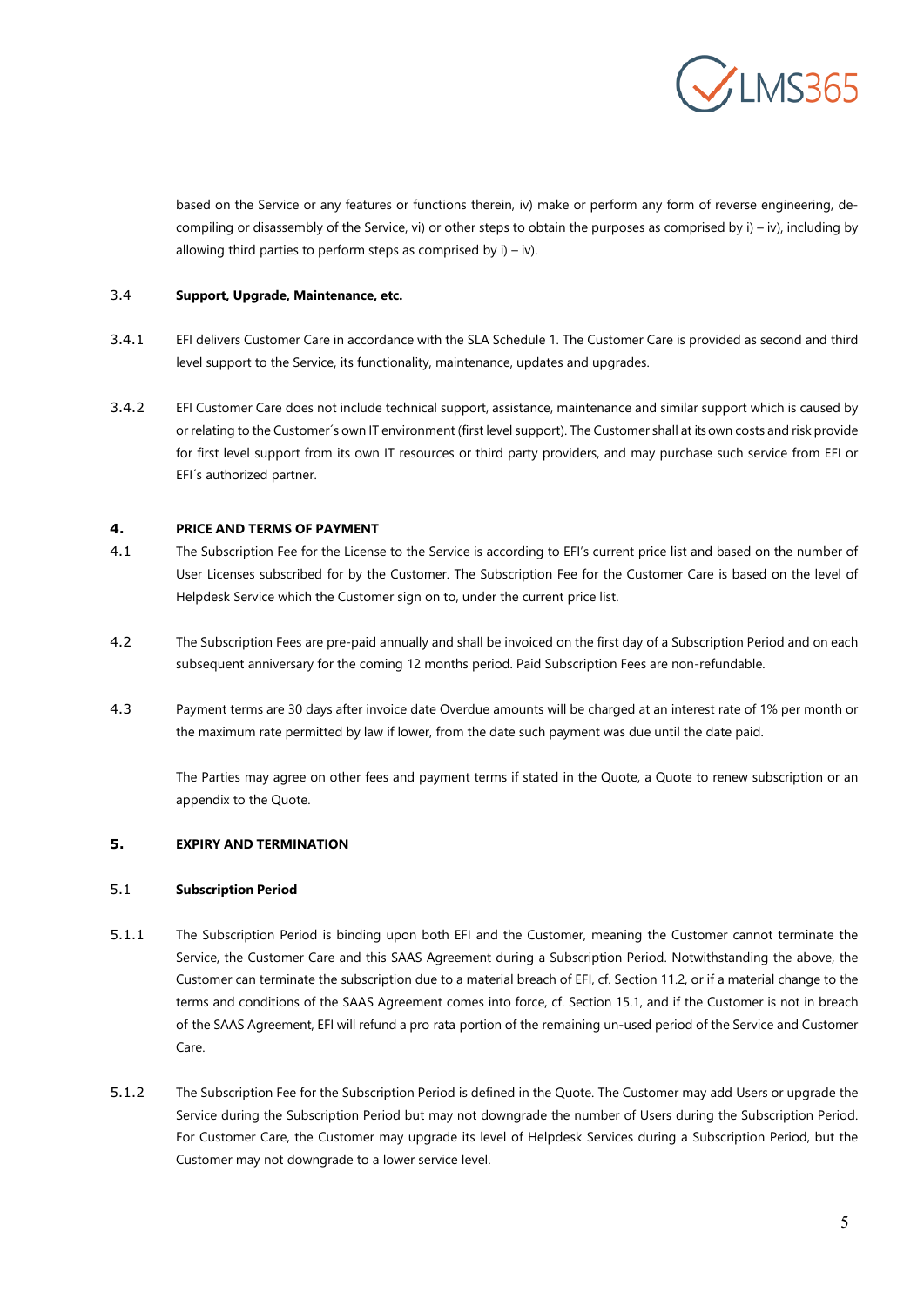based on the Service or any features or functions therein, iv) make or perform any form of reverse engineering, de-compiling or disassembly of the Service, vi) or other steps to obtain the purposes as comprised by i) – iv), including by allowing third parties to perform steps as comprised by i) – iv).

### 3.4 Support, Upgrade, Maintenance, etc.

3.4.1 EFI delivers Customer Care in accordance with the SLA Schedule 1. The Customer Care is provided as second and third level support to the Service, its functionality, maintenance, updates and upgrades.

3.4.2 EFI Customer Care does not include technical support, assistance, maintenance and similar support which is caused by or relating to the Customer´s own IT environment (first level support). The Customer shall at its own costs and risk provide for first level support from its own IT resources or third party providers, and may purchase such service from EFI or EFI´s authorized partner.

## 4. PRICE AND TERMS OF PAYMENT

4.1 The Subscription Fee for the License to the Service is according to EFI's current price list and based on the number of User Licenses subscribed for by the Customer. The Subscription Fee for the Customer Care is based on the level of Helpdesk Service which the Customer sign on to, under the current price list.

4.2 The Subscription Fees are pre-paid annually and shall be invoiced on the first day of a Subscription Period and on each subsequent anniversary for the coming 12 months period. Paid Subscription Fees are non-refundable.

4.3 Payment terms are 30 days after invoice date Overdue amounts will be charged at an interest rate of 1% per month or the maximum rate permitted by law if lower, from the date such payment was due until the date paid.

The Parties may agree on other fees and payment terms if stated in the Quote, a Quote to renew subscription or an appendix to the Quote.

## 5. EXPIRY AND TERMINATION

### 5.1 Subscription Period

5.1.1 The Subscription Period is binding upon both EFI and the Customer, meaning the Customer cannot terminate the Service, the Customer Care and this SAAS Agreement during a Subscription Period. Notwithstanding the above, the Customer can terminate the subscription due to a material breach of EFI, cf. Section 11.2, or if a material change to the terms and conditions of the SAAS Agreement comes into force, cf. Section 15.1, and if the Customer is not in breach of the SAAS Agreement, EFI will refund a pro rata portion of the remaining un-used period of the Service and Customer Care.

5.1.2 The Subscription Fee for the Subscription Period is defined in the Quote. The Customer may add Users or upgrade the Service during the Subscription Period but may not downgrade the number of Users during the Subscription Period. For Customer Care, the Customer may upgrade its level of Helpdesk Services during a Subscription Period, but the Customer may not downgrade to a lower service level.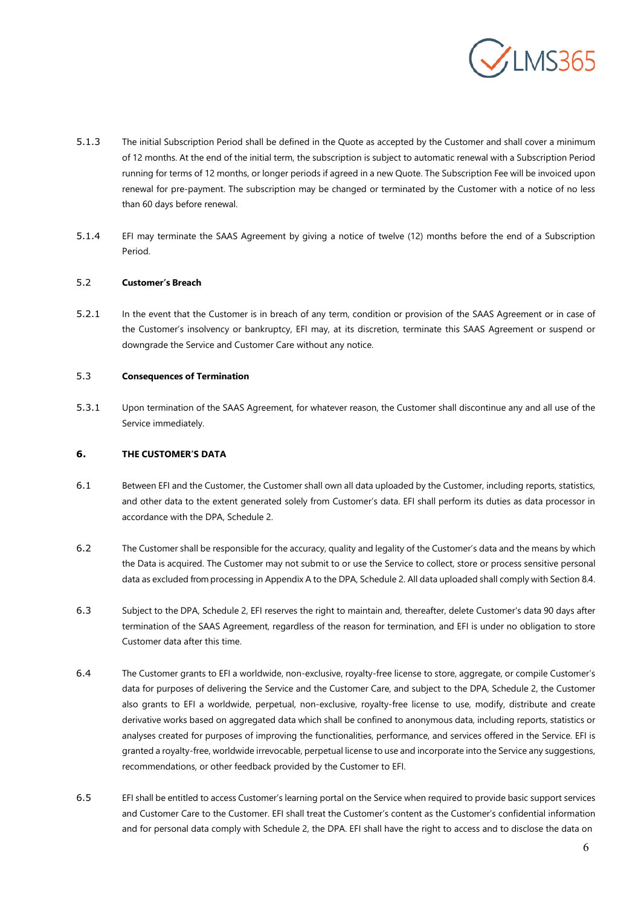5.1.3 The initial Subscription Period shall be defined in the Quote as accepted by the Customer and shall cover a minimum of 12 months. At the end of the initial term, the subscription is subject to automatic renewal with a Subscription Period running for terms of 12 months, or longer periods if agreed in a new Quote. The Subscription Fee will be invoiced upon renewal for pre-payment. The subscription may be changed or terminated by the Customer with a notice of no less than 60 days before renewal.

5.1.4 EFI may terminate the SAAS Agreement by giving a notice of twelve (12) months before the end of a Subscription Period.

#### 5.2 Customer's Breach

5.2.1 In the event that the Customer is in breach of any term, condition or provision of the SAAS Agreement or in case of the Customer's insolvency or bankruptcy, EFI may, at its discretion, terminate this SAAS Agreement or suspend or downgrade the Service and Customer Care without any notice.

#### 5.3 Consequences of Termination

5.3.1 Upon termination of the SAAS Agreement, for whatever reason, the Customer shall discontinue any and all use of the Service immediately.

### 6. THE CUSTOMER'S DATA

6.1 Between EFI and the Customer, the Customer shall own all data uploaded by the Customer, including reports, statistics, and other data to the extent generated solely from Customer's data. EFI shall perform its duties as data processor in accordance with the DPA, Schedule 2.

6.2 The Customer shall be responsible for the accuracy, quality and legality of the Customer's data and the means by which the Data is acquired. The Customer may not submit to or use the Service to collect, store or process sensitive personal data as excluded from processing in Appendix A to the DPA, Schedule 2. All data uploaded shall comply with Section 8.4.

6.3 Subject to the DPA, Schedule 2, EFI reserves the right to maintain and, thereafter, delete Customer's data 90 days after termination of the SAAS Agreement, regardless of the reason for termination, and EFI is under no obligation to store Customer data after this time.

6.4 The Customer grants to EFI a worldwide, non-exclusive, royalty-free license to store, aggregate, or compile Customer's data for purposes of delivering the Service and the Customer Care, and subject to the DPA, Schedule 2, the Customer also grants to EFI a worldwide, perpetual, non-exclusive, royalty-free license to use, modify, distribute and create derivative works based on aggregated data which shall be confined to anonymous data, including reports, statistics or analyses created for purposes of improving the functionalities, performance, and services offered in the Service. EFI is granted a royalty-free, worldwide irrevocable, perpetual license to use and incorporate into the Service any suggestions, recommendations, or other feedback provided by the Customer to EFI.

6.5 EFI shall be entitled to access Customer's learning portal on the Service when required to provide basic support services and Customer Care to the Customer. EFI shall treat the Customer's content as the Customer's confidential information and for personal data comply with Schedule 2, the DPA. EFI shall have the right to access and to disclose the data on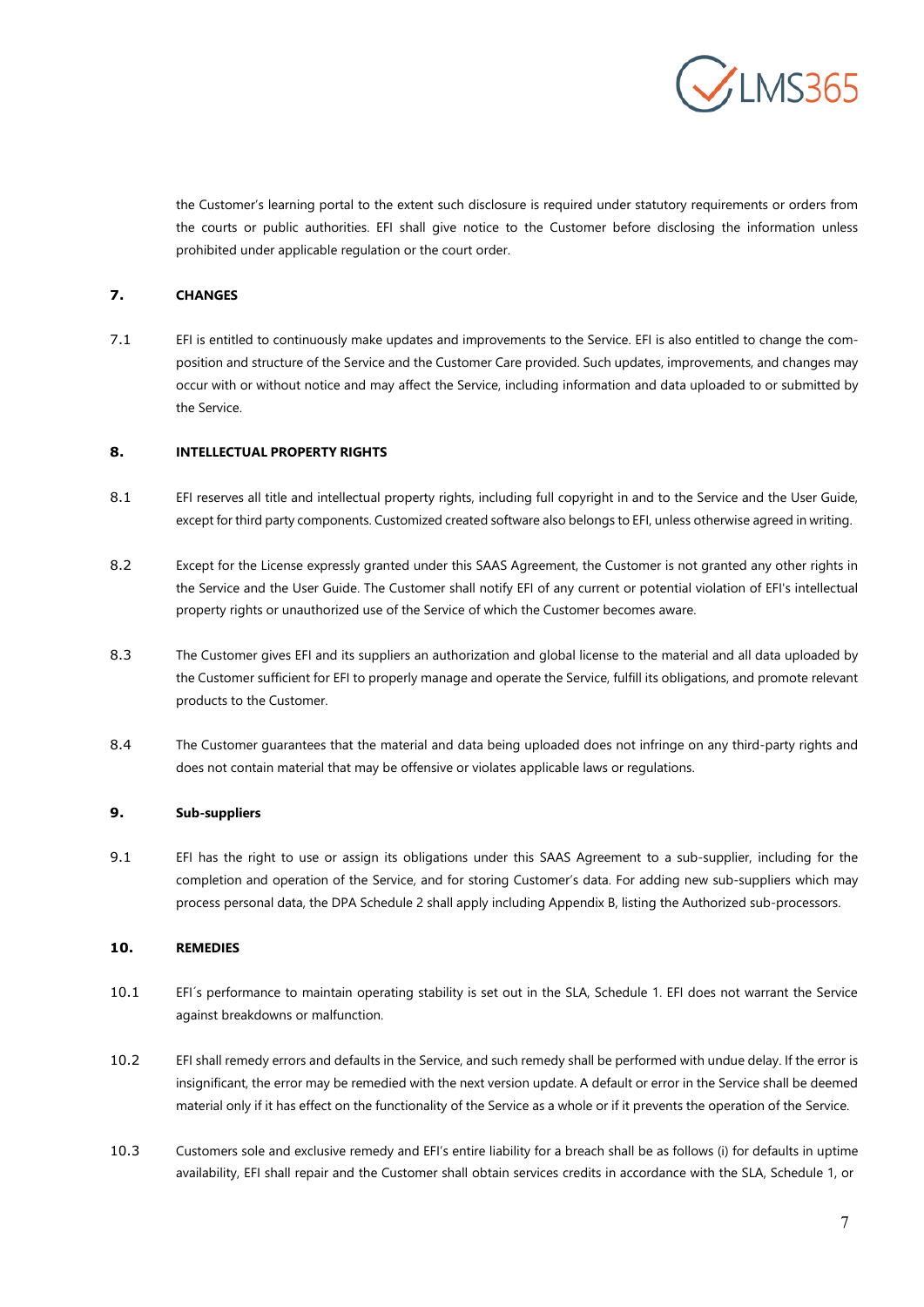the Customer's learning portal to the extent such disclosure is required under statutory requirements or orders from the courts or public authorities. EFI shall give notice to the Customer before disclosing the information unless prohibited under applicable regulation or the court order.

## 7. CHANGES

7.1 EFI is entitled to continuously make updates and improvements to the Service. EFI is also entitled to change the composition and structure of the Service and the Customer Care provided. Such updates, improvements, and changes may occur with or without notice and may affect the Service, including information and data uploaded to or submitted by the Service.

## 8. INTELLECTUAL PROPERTY RIGHTS

8.1 EFI reserves all title and intellectual property rights, including full copyright in and to the Service and the User Guide, except for third party components. Customized created software also belongs to EFI, unless otherwise agreed in writing.

8.2 Except for the License expressly granted under this SAAS Agreement, the Customer is not granted any other rights in the Service and the User Guide. The Customer shall notify EFI of any current or potential violation of EFI's intellectual property rights or unauthorized use of the Service of which the Customer becomes aware.

8.3 The Customer gives EFI and its suppliers an authorization and global license to the material and all data uploaded by the Customer sufficient for EFI to properly manage and operate the Service, fulfill its obligations, and promote relevant products to the Customer.

8.4 The Customer guarantees that the material and data being uploaded does not infringe on any third-party rights and does not contain material that may be offensive or violates applicable laws or regulations.

## 9. Sub-suppliers

9.1 EFI has the right to use or assign its obligations under this SAAS Agreement to a sub-supplier, including for the completion and operation of the Service, and for storing Customer's data. For adding new sub-suppliers which may process personal data, the DPA Schedule 2 shall apply including Appendix B, listing the Authorized sub-processors.

## 10. REMEDIES

10.1 EFI´s performance to maintain operating stability is set out in the SLA, Schedule 1. EFI does not warrant the Service against breakdowns or malfunction.

10.2 EFI shall remedy errors and defaults in the Service, and such remedy shall be performed with undue delay. If the error is insignificant, the error may be remedied with the next version update. A default or error in the Service shall be deemed material only if it has effect on the functionality of the Service as a whole or if it prevents the operation of the Service.

10.3 Customers sole and exclusive remedy and EFI's entire liability for a breach shall be as follows (i) for defaults in uptime availability, EFI shall repair and the Customer shall obtain services credits in accordance with the SLA, Schedule 1, or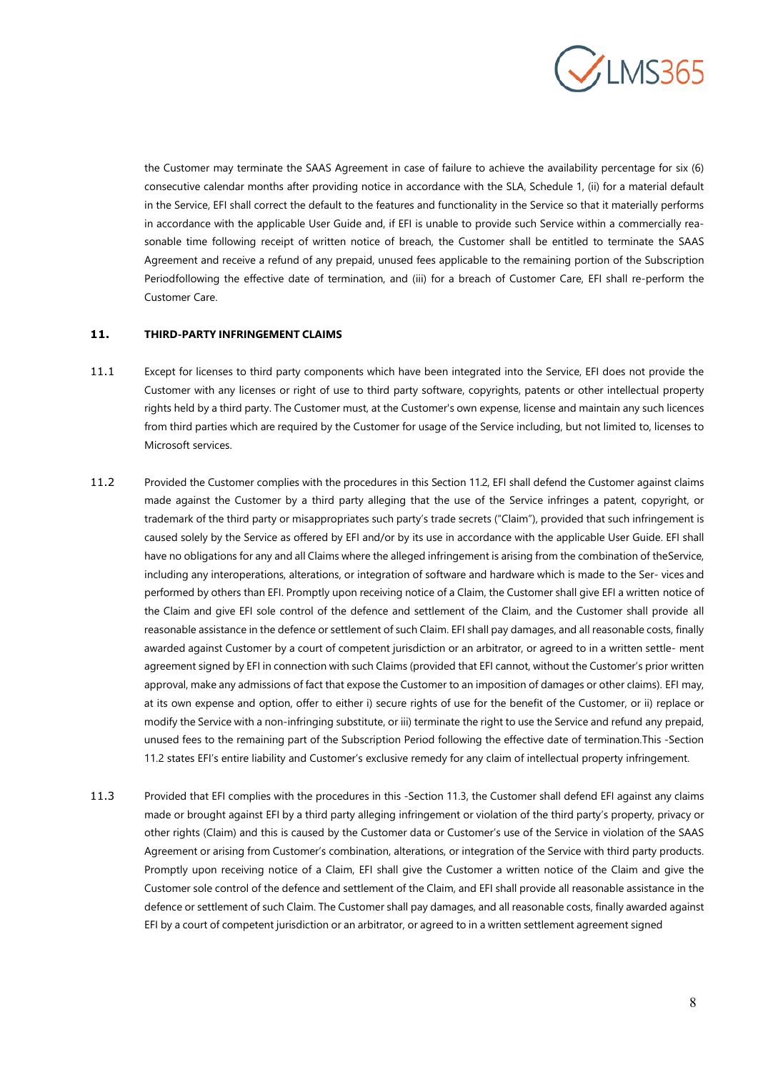the Customer may terminate the SAAS Agreement in case of failure to achieve the availability percentage for six (6) consecutive calendar months after providing notice in accordance with the SLA, Schedule 1, (ii) for a material default in the Service, EFI shall correct the default to the features and functionality in the Service so that it materially performs in accordance with the applicable User Guide and, if EFI is unable to provide such Service within a commercially reasonable time following receipt of written notice of breach, the Customer shall be entitled to terminate the SAAS Agreement and receive a refund of any prepaid, unused fees applicable to the remaining portion of the Subscription Periodfollowing the effective date of termination, and (iii) for a breach of Customer Care, EFI shall re-perform the Customer Care.

## 11. THIRD-PARTY INFRINGEMENT CLAIMS

11.1 Except for licenses to third party components which have been integrated into the Service, EFI does not provide the Customer with any licenses or right of use to third party software, copyrights, patents or other intellectual property rights held by a third party. The Customer must, at the Customer's own expense, license and maintain any such licences from third parties which are required by the Customer for usage of the Service including, but not limited to, licenses to Microsoft services.

11.2 Provided the Customer complies with the procedures in this Section 11.2, EFI shall defend the Customer against claims made against the Customer by a third party alleging that the use of the Service infringes a patent, copyright, or trademark of the third party or misappropriates such party's trade secrets ("Claim"), provided that such infringement is caused solely by the Service as offered by EFI and/or by its use in accordance with the applicable User Guide. EFI shall have no obligations for any and all Claims where the alleged infringement is arising from the combination of theService, including any interoperations, alterations, or integration of software and hardware which is made to the Ser- vices and performed by others than EFI. Promptly upon receiving notice of a Claim, the Customer shall give EFI a written notice of the Claim and give EFI sole control of the defence and settlement of the Claim, and the Customer shall provide all reasonable assistance in the defence or settlement of such Claim. EFI shall pay damages, and all reasonable costs, finally awarded against Customer by a court of competent jurisdiction or an arbitrator, or agreed to in a written settle- ment agreement signed by EFI in connection with such Claims (provided that EFI cannot, without the Customer's prior written approval, make any admissions of fact that expose the Customer to an imposition of damages or other claims). EFI may, at its own expense and option, offer to either i) secure rights of use for the benefit of the Customer, or ii) replace or modify the Service with a non-infringing substitute, or iii) terminate the right to use the Service and refund any prepaid, unused fees to the remaining part of the Subscription Period following the effective date of termination.This -Section 11.2 states EFI's entire liability and Customer's exclusive remedy for any claim of intellectual property infringement.

11.3 Provided that EFI complies with the procedures in this -Section 11.3, the Customer shall defend EFI against any claims made or brought against EFI by a third party alleging infringement or violation of the third party's property, privacy or other rights (Claim) and this is caused by the Customer data or Customer's use of the Service in violation of the SAAS Agreement or arising from Customer's combination, alterations, or integration of the Service with third party products. Promptly upon receiving notice of a Claim, EFI shall give the Customer a written notice of the Claim and give the Customer sole control of the defence and settlement of the Claim, and EFI shall provide all reasonable assistance in the defence or settlement of such Claim. The Customer shall pay damages, and all reasonable costs, finally awarded against EFI by a court of competent jurisdiction or an arbitrator, or agreed to in a written settlement agreement signed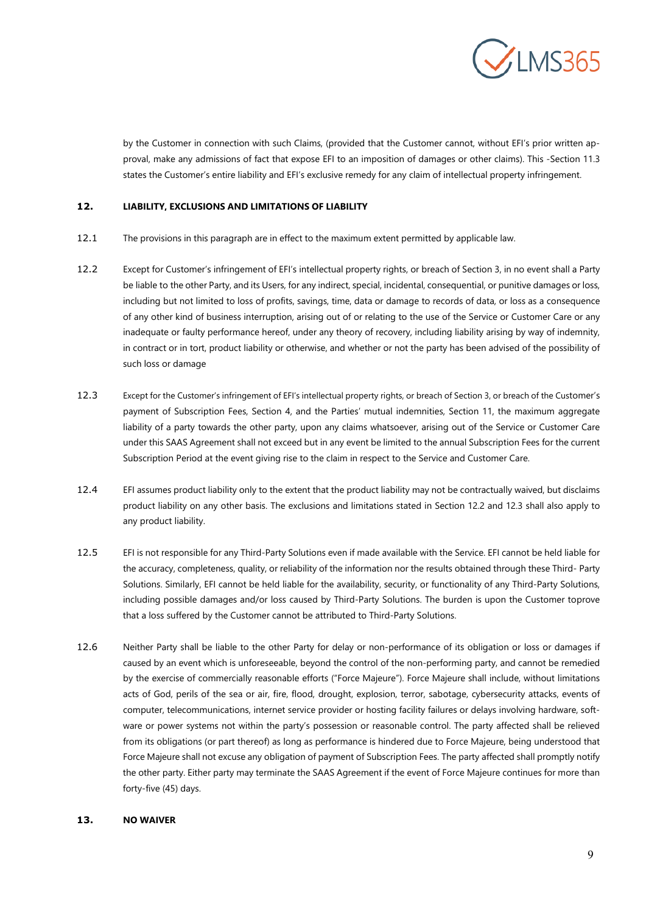by the Customer in connection with such Claims, (provided that the Customer cannot, without EFI's prior written approval, make any admissions of fact that expose EFI to an imposition of damages or other claims). This -Section 11.3 states the Customer's entire liability and EFI's exclusive remedy for any claim of intellectual property infringement.

## 12. LIABILITY, EXCLUSIONS AND LIMITATIONS OF LIABILITY

12.1 The provisions in this paragraph are in effect to the maximum extent permitted by applicable law.

12.2 Except for Customer's infringement of EFI's intellectual property rights, or breach of Section 3, in no event shall a Party be liable to the other Party, and its Users, for any indirect, special, incidental, consequential, or punitive damages or loss, including but not limited to loss of profits, savings, time, data or damage to records of data, or loss as a consequence of any other kind of business interruption, arising out of or relating to the use of the Service or Customer Care or any inadequate or faulty performance hereof, under any theory of recovery, including liability arising by way of indemnity, in contract or in tort, product liability or otherwise, and whether or not the party has been advised of the possibility of such loss or damage

12.3 Except for the Customer's infringement of EFI's intellectual property rights, or breach of Section 3, or breach of the Customer's payment of Subscription Fees, Section 4, and the Parties' mutual indemnities, Section 11, the maximum aggregate liability of a party towards the other party, upon any claims whatsoever, arising out of the Service or Customer Care under this SAAS Agreement shall not exceed but in any event be limited to the annual Subscription Fees for the current Subscription Period at the event giving rise to the claim in respect to the Service and Customer Care.

12.4 EFI assumes product liability only to the extent that the product liability may not be contractually waived, but disclaims product liability on any other basis. The exclusions and limitations stated in Section 12.2 and 12.3 shall also apply to any product liability.

12.5 EFI is not responsible for any Third-Party Solutions even if made available with the Service. EFI cannot be held liable for the accuracy, completeness, quality, or reliability of the information nor the results obtained through these Third- Party Solutions. Similarly, EFI cannot be held liable for the availability, security, or functionality of any Third-Party Solutions, including possible damages and/or loss caused by Third-Party Solutions. The burden is upon the Customer toprove that a loss suffered by the Customer cannot be attributed to Third-Party Solutions.

12.6 Neither Party shall be liable to the other Party for delay or non-performance of its obligation or loss or damages if caused by an event which is unforeseeable, beyond the control of the non-performing party, and cannot be remedied by the exercise of commercially reasonable efforts ("Force Majeure"). Force Majeure shall include, without limitations acts of God, perils of the sea or air, fire, flood, drought, explosion, terror, sabotage, cybersecurity attacks, events of computer, telecommunications, internet service provider or hosting facility failures or delays involving hardware, software or power systems not within the party's possession or reasonable control. The party affected shall be relieved from its obligations (or part thereof) as long as performance is hindered due to Force Majeure, being understood that Force Majeure shall not excuse any obligation of payment of Subscription Fees. The party affected shall promptly notify the other party. Either party may terminate the SAAS Agreement if the event of Force Majeure continues for more than forty-five (45) days.

## 13. NO WAIVER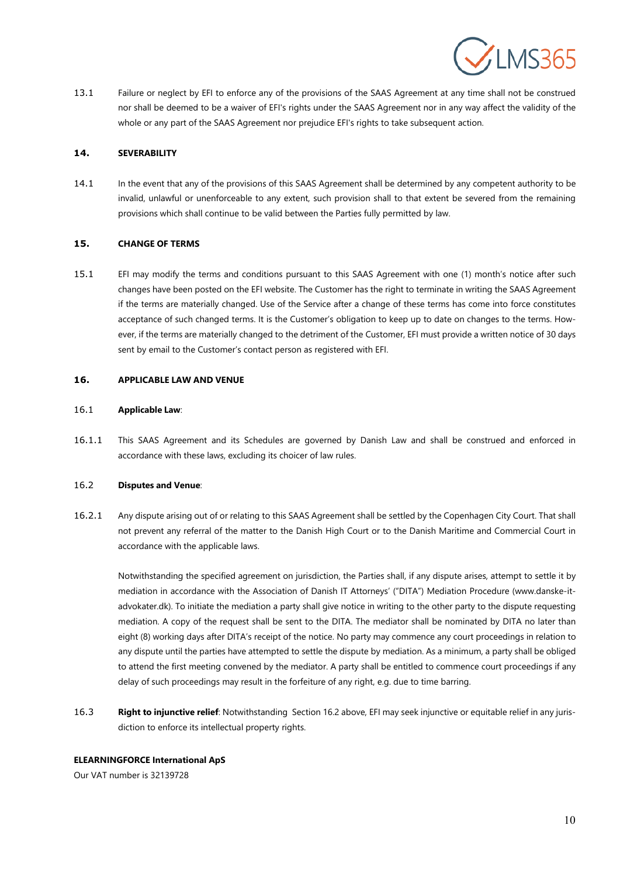13.1 Failure or neglect by EFI to enforce any of the provisions of the SAAS Agreement at any time shall not be construed nor shall be deemed to be a waiver of EFI's rights under the SAAS Agreement nor in any way affect the validity of the whole or any part of the SAAS Agreement nor prejudice EFI's rights to take subsequent action.

## 14. SEVERABILITY

14.1 In the event that any of the provisions of this SAAS Agreement shall be determined by any competent authority to be invalid, unlawful or unenforceable to any extent, such provision shall to that extent be severed from the remaining provisions which shall continue to be valid between the Parties fully permitted by law.

## 15. CHANGE OF TERMS

15.1 EFI may modify the terms and conditions pursuant to this SAAS Agreement with one (1) month's notice after such changes have been posted on the EFI website. The Customer has the right to terminate in writing the SAAS Agreement if the terms are materially changed. Use of the Service after a change of these terms has come into force constitutes acceptance of such changed terms. It is the Customer's obligation to keep up to date on changes to the terms. However, if the terms are materially changed to the detriment of the Customer, EFI must provide a written notice of 30 days sent by email to the Customer's contact person as registered with EFI.

## 16. APPLICABLE LAW AND VENUE

16.1 **Applicable Law**:

16.1.1 This SAAS Agreement and its Schedules are governed by Danish Law and shall be construed and enforced in accordance with these laws, excluding its choicer of law rules.

16.2 **Disputes and Venue**:

16.2.1 Any dispute arising out of or relating to this SAAS Agreement shall be settled by the Copenhagen City Court. That shall not prevent any referral of the matter to the Danish High Court or to the Danish Maritime and Commercial Court in accordance with the applicable laws.

Notwithstanding the specified agreement on jurisdiction, the Parties shall, if any dispute arises, attempt to settle it by mediation in accordance with the Association of Danish IT Attorneys' ("DITA") Mediation Procedure (www.danske-it-advokater.dk). To initiate the mediation a party shall give notice in writing to the other party to the dispute requesting mediation. A copy of the request shall be sent to the DITA. The mediator shall be nominated by DITA no later than eight (8) working days after DITA's receipt of the notice. No party may commence any court proceedings in relation to any dispute until the parties have attempted to settle the dispute by mediation. As a minimum, a party shall be obliged to attend the first meeting convened by the mediator. A party shall be entitled to commence court proceedings if any delay of such proceedings may result in the forfeiture of any right, e.g. due to time barring.

16.3 **Right to injunctive relief**: Notwithstanding Section 16.2 above, EFI may seek injunctive or equitable relief in any jurisdiction to enforce its intellectual property rights.

**ELEARNINGFORCE International ApS**

Our VAT number is 32139728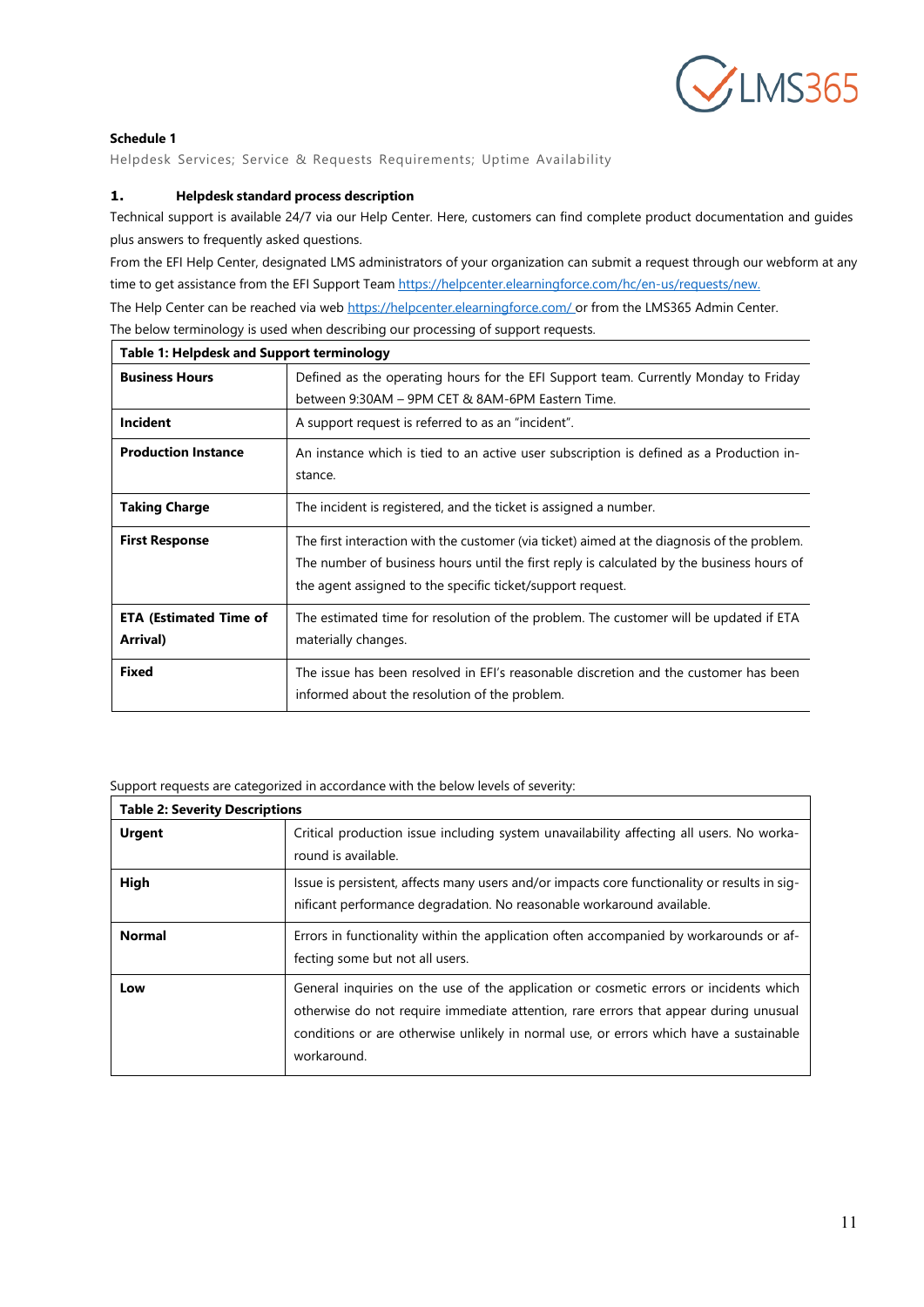**Schedule 1**

Helpdesk Services; Service & Requests Requirements; Uptime Availability

## 1. Helpdesk standard process description

Technical support is available 24/7 via our Help Center. Here, customers can find complete product documentation and guides plus answers to frequently asked questions.

From the EFI Help Center, designated LMS administrators of your organization can submit a request through our webform at any time to get assistance from the EFI Support Team https://helpcenter.elearningforce.com/hc/en-us/requests/new.

The Help Center can be reached via web https://helpcenter.elearningforce.com/ or from the LMS365 Admin Center.

The below terminology is used when describing our processing of support requests.

| Table 1: Helpdesk and Support terminology | |
|---|---|
| **Business Hours** | Defined as the operating hours for the EFI Support team. Currently Monday to Friday between 9:30AM – 9PM CET & 8AM-6PM Eastern Time. |
| **Incident** | A support request is referred to as an "incident". |
| **Production Instance** | An instance which is tied to an active user subscription is defined as a Production instance. |
| **Taking Charge** | The incident is registered, and the ticket is assigned a number. |
| **First Response** | The first interaction with the customer (via ticket) aimed at the diagnosis of the problem. The number of business hours until the first reply is calculated by the business hours of the agent assigned to the specific ticket/support request. |
| **ETA (Estimated Time of Arrival)** | The estimated time for resolution of the problem. The customer will be updated if ETA materially changes. |
| **Fixed** | The issue has been resolved in EFI's reasonable discretion and the customer has been informed about the resolution of the problem. |

Support requests are categorized in accordance with the below levels of severity:

| Table 2: Severity Descriptions | |
|---|---|
| **Urgent** | Critical production issue including system unavailability affecting all users. No workaround is available. |
| **High** | Issue is persistent, affects many users and/or impacts core functionality or results in significant performance degradation. No reasonable workaround available. |
| **Normal** | Errors in functionality within the application often accompanied by workarounds or affecting some but not all users. |
| **Low** | General inquiries on the use of the application or cosmetic errors or incidents which otherwise do not require immediate attention, rare errors that appear during unusual conditions or are otherwise unlikely in normal use, or errors which have a sustainable workaround. |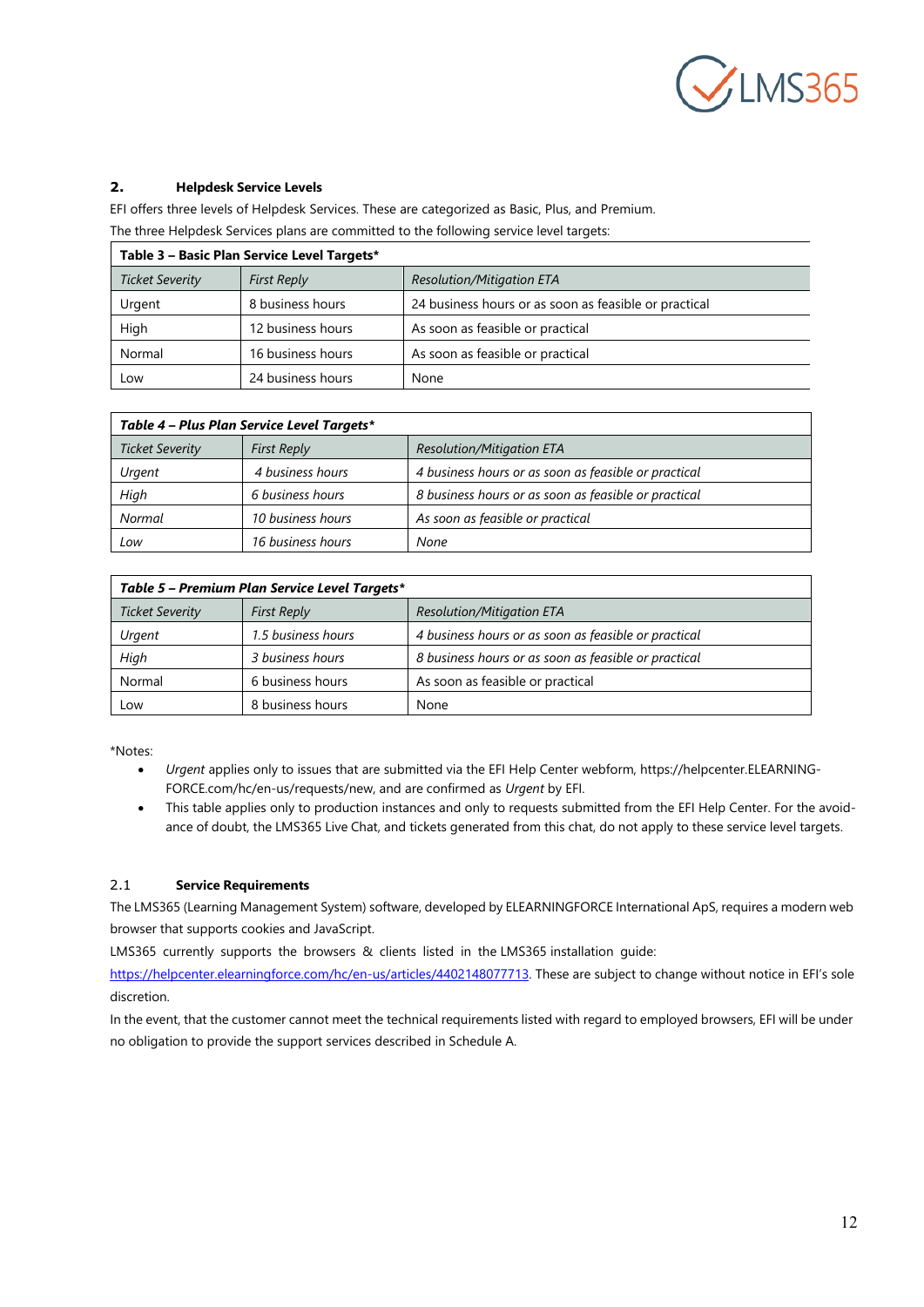## 2. Helpdesk Service Levels

EFI offers three levels of Helpdesk Services. These are categorized as Basic, Plus, and Premium.

The three Helpdesk Services plans are committed to the following service level targets:

**Table 3 – Basic Plan Service Level Targets***

| *Ticket Severity* | *First Reply* | *Resolution/Mitigation ETA* |
|---|---|---|
| Urgent | 8 business hours | 24 business hours or as soon as feasible or practical |
| High | 12 business hours | As soon as feasible or practical |
| Normal | 16 business hours | As soon as feasible or practical |
| Low | 24 business hours | None |

***Table 4 – Plus Plan Service Level Targets****

| *Ticket Severity* | *First Reply* | *Resolution/Mitigation ETA* |
|---|---|---|
| *Urgent* | *4 business hours* | *4 business hours or as soon as feasible or practical* |
| *High* | *6 business hours* | *8 business hours or as soon as feasible or practical* |
| *Normal* | *10 business hours* | *As soon as feasible or practical* |
| *Low* | *16 business hours* | *None* |

***Table 5 – Premium Plan Service Level Targets****

| *Ticket Severity* | *First Reply* | *Resolution/Mitigation ETA* |
|---|---|---|
| *Urgent* | *1.5 business hours* | *4 business hours or as soon as feasible or practical* |
| *High* | *3 business hours* | *8 business hours or as soon as feasible or practical* |
| Normal | 6 business hours | As soon as feasible or practical |
| Low | 8 business hours | None |

*Notes:

- *Urgent* applies only to issues that are submitted via the EFI Help Center webform, https://helpcenter.ELEARNING-FORCE.com/hc/en-us/requests/new, and are confirmed as *Urgent* by EFI.
- This table applies only to production instances and only to requests submitted from the EFI Help Center. For the avoid-ance of doubt, the LMS365 Live Chat, and tickets generated from this chat, do not apply to these service level targets.

### 2.1 Service Requirements

The LMS365 (Learning Management System) software, developed by ELEARNINGFORCE International ApS, requires a modern web browser that supports cookies and JavaScript.

LMS365 currently supports the browsers & clients listed in the LMS365 installation guide: https://helpcenter.elearningforce.com/hc/en-us/articles/4402148077713. These are subject to change without notice in EFI's sole discretion.

In the event, that the customer cannot meet the technical requirements listed with regard to employed browsers, EFI will be under no obligation to provide the support services described in Schedule A.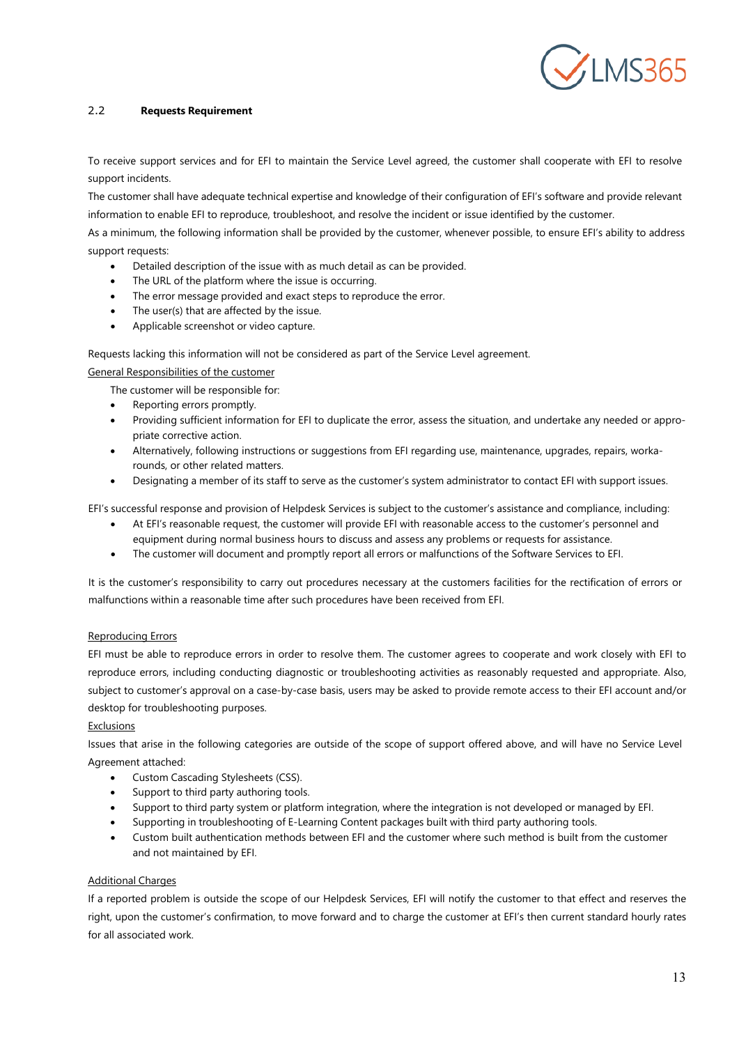## 2.2 Requests Requirement

To receive support services and for EFI to maintain the Service Level agreed, the customer shall cooperate with EFI to resolve support incidents.

The customer shall have adequate technical expertise and knowledge of their configuration of EFI's software and provide relevant information to enable EFI to reproduce, troubleshoot, and resolve the incident or issue identified by the customer.

As a minimum, the following information shall be provided by the customer, whenever possible, to ensure EFI's ability to address support requests:

- Detailed description of the issue with as much detail as can be provided.
- The URL of the platform where the issue is occurring.
- The error message provided and exact steps to reproduce the error.
- The user(s) that are affected by the issue.
- Applicable screenshot or video capture.

Requests lacking this information will not be considered as part of the Service Level agreement.

<u>General Responsibilities of the customer</u>

The customer will be responsible for:

- Reporting errors promptly.
- Providing sufficient information for EFI to duplicate the error, assess the situation, and undertake any needed or appropriate corrective action.
- Alternatively, following instructions or suggestions from EFI regarding use, maintenance, upgrades, repairs, workarounds, or other related matters.
- Designating a member of its staff to serve as the customer's system administrator to contact EFI with support issues.

EFI's successful response and provision of Helpdesk Services is subject to the customer's assistance and compliance, including:

- At EFI's reasonable request, the customer will provide EFI with reasonable access to the customer's personnel and equipment during normal business hours to discuss and assess any problems or requests for assistance.
- The customer will document and promptly report all errors or malfunctions of the Software Services to EFI.

It is the customer's responsibility to carry out procedures necessary at the customers facilities for the rectification of errors or malfunctions within a reasonable time after such procedures have been received from EFI.

<u>Reproducing Errors</u>

EFI must be able to reproduce errors in order to resolve them. The customer agrees to cooperate and work closely with EFI to reproduce errors, including conducting diagnostic or troubleshooting activities as reasonably requested and appropriate. Also, subject to customer's approval on a case-by-case basis, users may be asked to provide remote access to their EFI account and/or desktop for troubleshooting purposes.

<u>Exclusions</u>

Issues that arise in the following categories are outside of the scope of support offered above, and will have no Service Level Agreement attached:

- Custom Cascading Stylesheets (CSS).
- Support to third party authoring tools.
- Support to third party system or platform integration, where the integration is not developed or managed by EFI.
- Supporting in troubleshooting of E-Learning Content packages built with third party authoring tools.
- Custom built authentication methods between EFI and the customer where such method is built from the customer and not maintained by EFI.

<u>Additional Charges</u>

If a reported problem is outside the scope of our Helpdesk Services, EFI will notify the customer to that effect and reserves the right, upon the customer's confirmation, to move forward and to charge the customer at EFI's then current standard hourly rates for all associated work.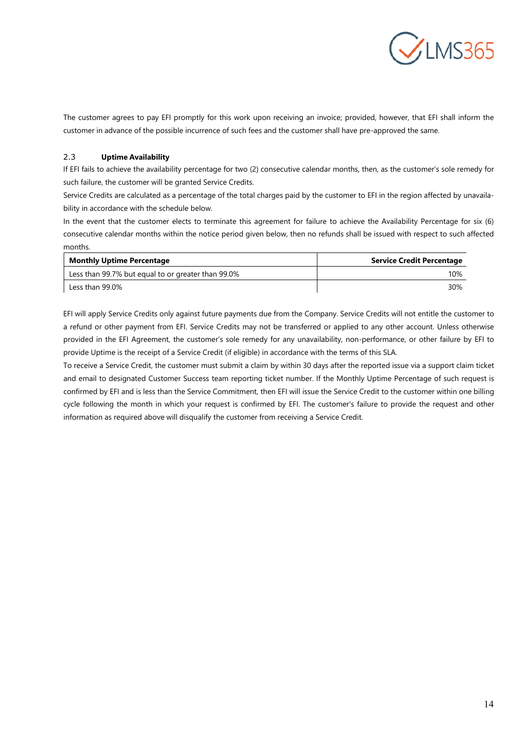The customer agrees to pay EFI promptly for this work upon receiving an invoice; provided, however, that EFI shall inform the customer in advance of the possible incurrence of such fees and the customer shall have pre-approved the same.

### 2.3 Uptime Availability

If EFI fails to achieve the availability percentage for two (2) consecutive calendar months, then, as the customer's sole remedy for such failure, the customer will be granted Service Credits.

Service Credits are calculated as a percentage of the total charges paid by the customer to EFI in the region affected by unavailability in accordance with the schedule below.

In the event that the customer elects to terminate this agreement for failure to achieve the Availability Percentage for six (6) consecutive calendar months within the notice period given below, then no refunds shall be issued with respect to such affected months.

| Monthly Uptime Percentage | Service Credit Percentage |
|---|---:|
| Less than 99.7% but equal to or greater than 99.0% | 10% |
| Less than 99.0% | 30% |

EFI will apply Service Credits only against future payments due from the Company. Service Credits will not entitle the customer to a refund or other payment from EFI. Service Credits may not be transferred or applied to any other account. Unless otherwise provided in the EFI Agreement, the customer's sole remedy for any unavailability, non-performance, or other failure by EFI to provide Uptime is the receipt of a Service Credit (if eligible) in accordance with the terms of this SLA.

To receive a Service Credit, the customer must submit a claim by within 30 days after the reported issue via a support claim ticket and email to designated Customer Success team reporting ticket number. If the Monthly Uptime Percentage of such request is confirmed by EFI and is less than the Service Commitment, then EFI will issue the Service Credit to the customer within one billing cycle following the month in which your request is confirmed by EFI. The customer's failure to provide the request and other information as required above will disqualify the customer from receiving a Service Credit.